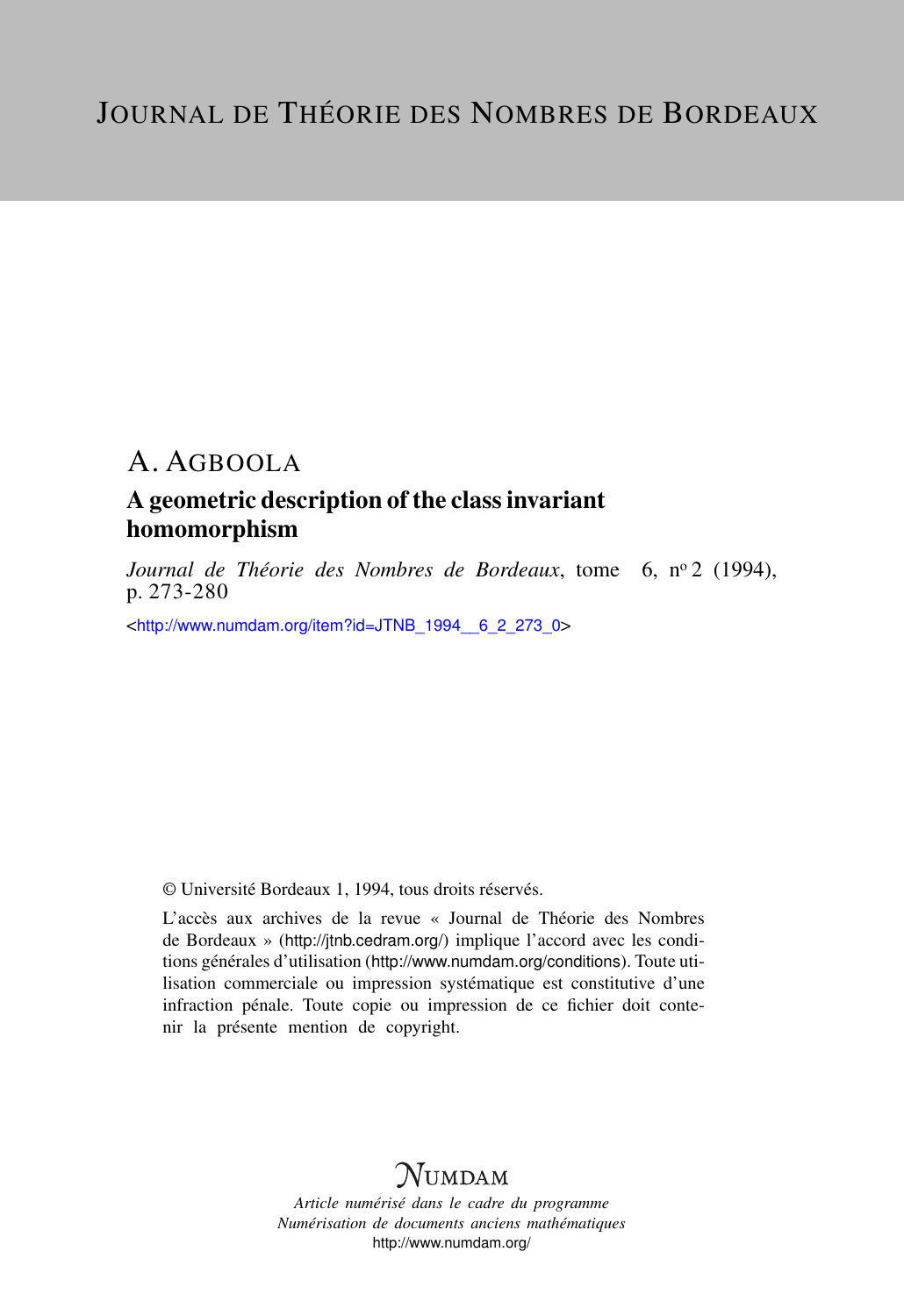# Journal de Théorie des Nombres de Bordeaux

A. Agboola

## A geometric description of the class invariant homomorphism

*Journal de Théorie des Nombres de Bordeaux*, tome 6, n° 2 (1994), p. 273-280

<http://www.numdam.org/item?id=JTNB_1994__6_2_273_0>

© Université Bordeaux 1, 1994, tous droits réservés.

L'accès aux archives de la revue « Journal de Théorie des Nombres de Bordeaux » (http://jtnb.cedram.org/) implique l'accord avec les conditions générales d'utilisation (http://www.numdam.org/conditions). Toute utilisation commerciale ou impression systématique est constitutive d'une infraction pénale. Toute copie ou impression de ce fichier doit contenir la présente mention de copyright.

$\mathcal{N}$umdam

*Article numérisé dans le cadre du programme*
*Numérisation de documents anciens mathématiques*
http://www.numdam.org/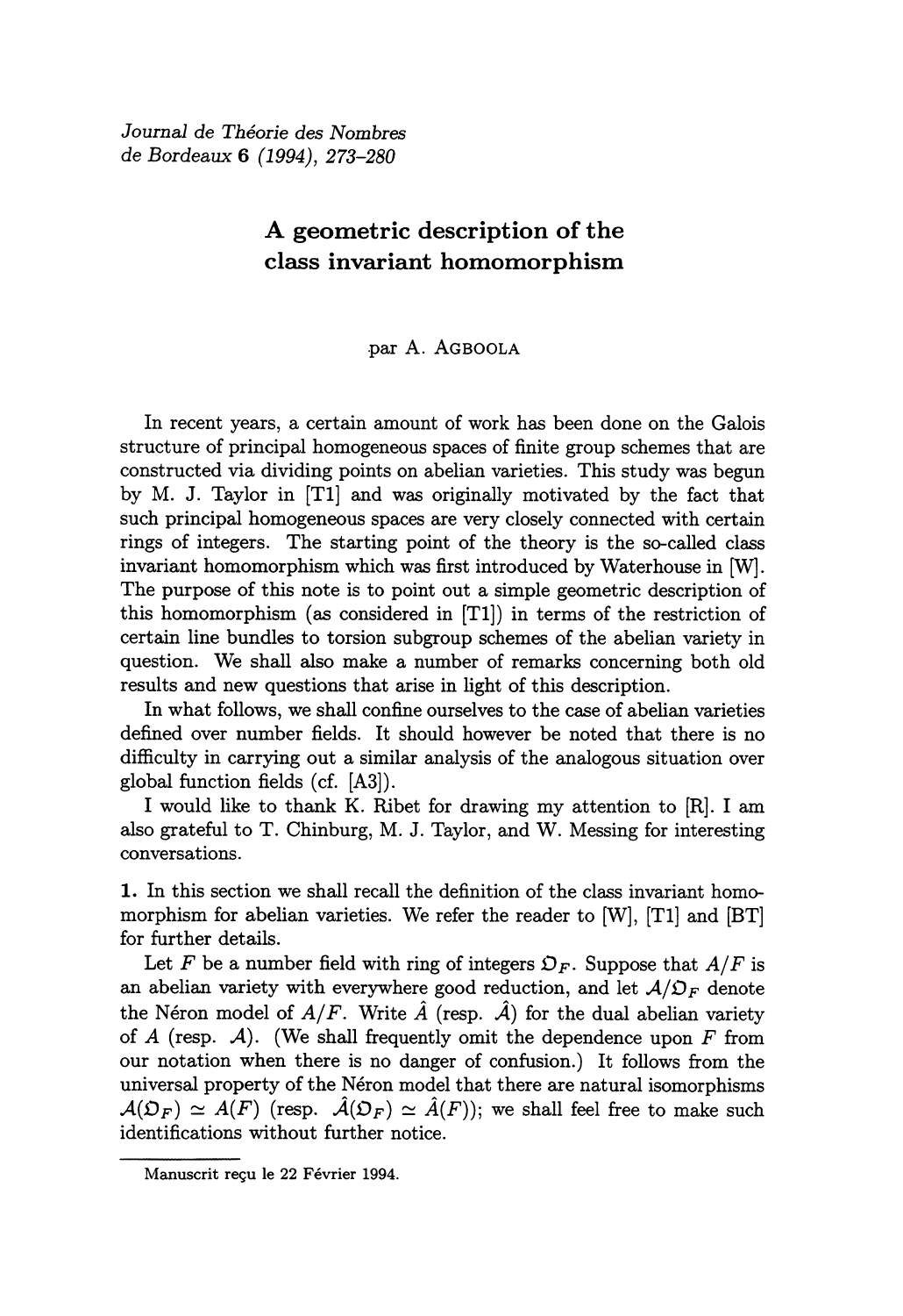*Journal de Théorie des Nombres de Bordeaux* **6** (1994), 273–280

# A geometric description of the class invariant homomorphism

par A. Agboola

In recent years, a certain amount of work has been done on the Galois structure of principal homogeneous spaces of finite group schemes that are constructed via dividing points on abelian varieties. This study was begun by M. J. Taylor in [T1] and was originally motivated by the fact that such principal homogeneous spaces are very closely connected with certain rings of integers. The starting point of the theory is the so-called class invariant homomorphism which was first introduced by Waterhouse in [W]. The purpose of this note is to point out a simple geometric description of this homomorphism (as considered in [T1]) in terms of the restriction of certain line bundles to torsion subgroup schemes of the abelian variety in question. We shall also make a number of remarks concerning both old results and new questions that arise in light of this description.

In what follows, we shall confine ourselves to the case of abelian varieties defined over number fields. It should however be noted that there is no difficulty in carrying out a similar analysis of the analogous situation over global function fields (cf. [A3]).

I would like to thank K. Ribet for drawing my attention to [R]. I am also grateful to T. Chinburg, M. J. Taylor, and W. Messing for interesting conversations.

**1.** In this section we shall recall the definition of the class invariant homomorphism for abelian varieties. We refer the reader to [W], [T1] and [BT] for further details.

Let $F$ be a number field with ring of integers $\mathfrak{O}_F$. Suppose that $A/F$ is an abelian variety with everywhere good reduction, and let $\mathcal{A}/\mathfrak{O}_F$ denote the Néron model of $A/F$. Write $\hat{A}$ (resp. $\hat{\mathcal{A}}$) for the dual abelian variety of $A$ (resp. $\mathcal{A}$). (We shall frequently omit the dependence upon $F$ from our notation when there is no danger of confusion.) It follows from the universal property of the Néron model that there are natural isomorphisms $\mathcal{A}(\mathfrak{O}_F) \simeq A(F)$ (resp. $\hat{\mathcal{A}}(\mathfrak{O}_F) \simeq \hat{A}(F)$); we shall feel free to make such identifications without further notice.

---

Manuscrit reçu le 22 Février 1994.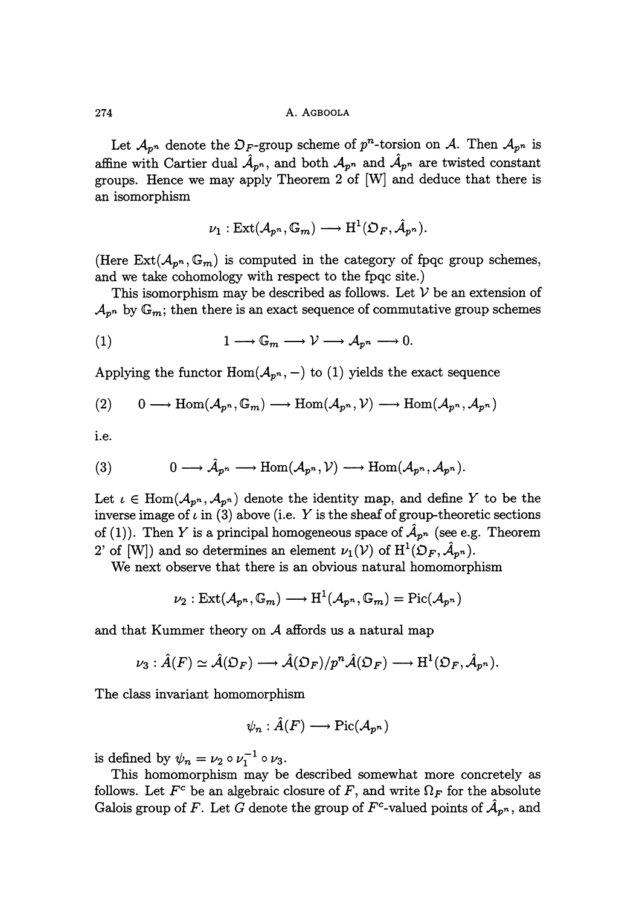Let $\mathcal{A}_{p^n}$ denote the $\mathfrak{O}_F$-group scheme of $p^n$-torsion on $\mathcal{A}$. Then $\mathcal{A}_{p^n}$ is affine with Cartier dual $\hat{\mathcal{A}}_{p^n}$, and both $\mathcal{A}_{p^n}$ and $\hat{\mathcal{A}}_{p^n}$ are twisted constant groups. Hence we may apply Theorem 2 of [W] and deduce that there is an isomorphism

$$\nu_1 : \mathrm{Ext}(\mathcal{A}_{p^n}, \mathbb{G}_m) \longrightarrow \mathrm{H}^1(\mathfrak{O}_F, \hat{\mathcal{A}}_{p^n}).$$

(Here $\mathrm{Ext}(\mathcal{A}_{p^n}, \mathbb{G}_m)$ is computed in the category of fpqc group schemes, and we take cohomology with respect to the fpqc site.)

This isomorphism may be described as follows. Let $\mathcal{V}$ be an extension of $\mathcal{A}_{p^n}$ by $\mathbb{G}_m$; then there is an exact sequence of commutative group schemes

$$1 \longrightarrow \mathbb{G}_m \longrightarrow \mathcal{V} \longrightarrow \mathcal{A}_{p^n} \longrightarrow 0. \tag{1}$$

Applying the functor $\mathrm{Hom}(\mathcal{A}_{p^n}, -)$ to (1) yields the exact sequence

$$0 \longrightarrow \mathrm{Hom}(\mathcal{A}_{p^n}, \mathbb{G}_m) \longrightarrow \mathrm{Hom}(\mathcal{A}_{p^n}, \mathcal{V}) \longrightarrow \mathrm{Hom}(\mathcal{A}_{p^n}, \mathcal{A}_{p^n}) \tag{2}$$

i.e.

$$0 \longrightarrow \hat{\mathcal{A}}_{p^n} \longrightarrow \mathrm{Hom}(\mathcal{A}_{p^n}, \mathcal{V}) \longrightarrow \mathrm{Hom}(\mathcal{A}_{p^n}, \mathcal{A}_{p^n}). \tag{3}$$

Let $\iota \in \mathrm{Hom}(\mathcal{A}_{p^n}, \mathcal{A}_{p^n})$ denote the identity map, and define $Y$ to be the inverse image of $\iota$ in (3) above (i.e. $Y$ is the sheaf of group-theoretic sections of (1)). Then $Y$ is a principal homogeneous space of $\hat{\mathcal{A}}_{p^n}$ (see e.g. Theorem 2' of [W]) and so determines an element $\nu_1(\mathcal{V})$ of $\mathrm{H}^1(\mathfrak{O}_F, \hat{\mathcal{A}}_{p^n})$.

We next observe that there is an obvious natural homomorphism

$$\nu_2 : \mathrm{Ext}(\mathcal{A}_{p^n}, \mathbb{G}_m) \longrightarrow \mathrm{H}^1(\mathcal{A}_{p^n}, \mathbb{G}_m) = \mathrm{Pic}(\mathcal{A}_{p^n})$$

and that Kummer theory on $\mathcal{A}$ affords us a natural map

$$\nu_3 : \hat{A}(F) \simeq \hat{\mathcal{A}}(\mathfrak{O}_F) \longrightarrow \hat{\mathcal{A}}(\mathfrak{O}_F)/p^n\hat{\mathcal{A}}(\mathfrak{O}_F) \longrightarrow \mathrm{H}^1(\mathfrak{O}_F, \hat{\mathcal{A}}_{p^n}).$$

The class invariant homomorphism

$$\psi_n : \hat{A}(F) \longrightarrow \mathrm{Pic}(\mathcal{A}_{p^n})$$

is defined by $\psi_n = \nu_2 \circ \nu_1^{-1} \circ \nu_3$.

This homomorphism may be described somewhat more concretely as follows. Let $F^c$ be an algebraic closure of $F$, and write $\Omega_F$ for the absolute Galois group of $F$. Let $G$ denote the group of $F^c$-valued points of $\hat{\mathcal{A}}_{p^n}$, and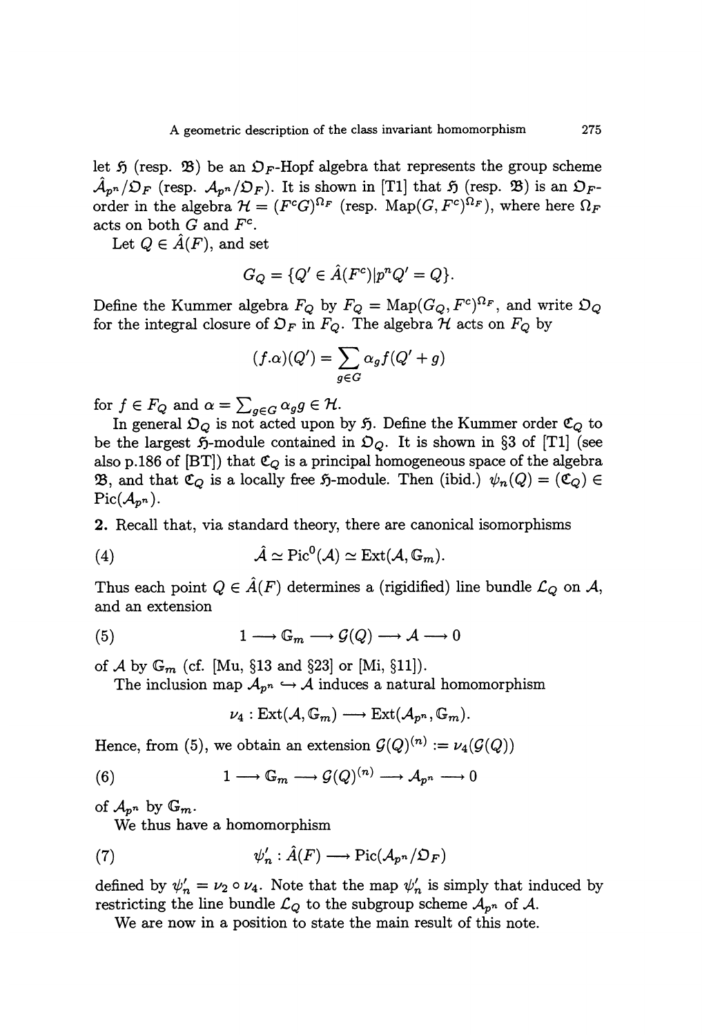let $\mathfrak{H}$ (resp. $\mathfrak{B}$) be an $\mathfrak{O}_F$-Hopf algebra that represents the group scheme $\hat{\mathcal{A}}_{p^n}/\mathfrak{O}_F$ (resp. $\mathcal{A}_{p^n}/\mathfrak{O}_F$). It is shown in [T1] that $\mathfrak{H}$ (resp. $\mathfrak{B}$) is an $\mathfrak{O}_F$-order in the algebra $\mathcal{H} = (F^c G)^{\Omega_F}$ (resp. $\mathrm{Map}(G, F^c)^{\Omega_F}$), where here $\Omega_F$ acts on both $G$ and $F^c$.

Let $Q \in \hat{A}(F)$, and set

$$G_Q = \{Q' \in \hat{A}(F^c) | p^n Q' = Q\}.$$

Define the Kummer algebra $F_Q$ by $F_Q = \mathrm{Map}(G_Q, F^c)^{\Omega_F}$, and write $\mathfrak{O}_Q$ for the integral closure of $\mathfrak{O}_F$ in $F_Q$. The algebra $\mathcal{H}$ acts on $F_Q$ by

$$(f.\alpha)(Q') = \sum_{g \in G} \alpha_g f(Q' + g)$$

for $f \in F_Q$ and $\alpha = \sum_{g \in G} \alpha_g g \in \mathcal{H}$.

In general $\mathfrak{O}_Q$ is not acted upon by $\mathfrak{H}$. Define the Kummer order $\mathfrak{C}_Q$ to be the largest $\mathfrak{H}$-module contained in $\mathfrak{O}_Q$. It is shown in §3 of [T1] (see also p.186 of [BT]) that $\mathfrak{C}_Q$ is a principal homogeneous space of the algebra $\mathfrak{B}$, and that $\mathfrak{C}_Q$ is a locally free $\mathfrak{H}$-module. Then (ibid.) $\psi_n(Q) = (\mathfrak{C}_Q) \in \mathrm{Pic}(\mathcal{A}_{p^n})$.

**2.** Recall that, via standard theory, there are canonical isomorphisms

$$\hat{\mathcal{A}} \simeq \mathrm{Pic}^0(\mathcal{A}) \simeq \mathrm{Ext}(\mathcal{A}, \mathbb{G}_m). \tag{4}$$

Thus each point $Q \in \hat{A}(F)$ determines a (rigidified) line bundle $\mathcal{L}_Q$ on $\mathcal{A}$, and an extension

$$1 \longrightarrow \mathbb{G}_m \longrightarrow \mathcal{G}(Q) \longrightarrow \mathcal{A} \longrightarrow 0 \tag{5}$$

of $\mathcal{A}$ by $\mathbb{G}_m$ (cf. [Mu, §13 and §23] or [Mi, §11]).

The inclusion map $\mathcal{A}_{p^n} \hookrightarrow \mathcal{A}$ induces a natural homomorphism

$$\nu_4 : \mathrm{Ext}(\mathcal{A}, \mathbb{G}_m) \longrightarrow \mathrm{Ext}(\mathcal{A}_{p^n}, \mathbb{G}_m).$$

Hence, from (5), we obtain an extension $\mathcal{G}(Q)^{(n)} := \nu_4(\mathcal{G}(Q))$

$$1 \longrightarrow \mathbb{G}_m \longrightarrow \mathcal{G}(Q)^{(n)} \longrightarrow \mathcal{A}_{p^n} \longrightarrow 0 \tag{6}$$

of $\mathcal{A}_{p^n}$ by $\mathbb{G}_m$.

We thus have a homomorphism

$$\psi'_n : \hat{A}(F) \longrightarrow \mathrm{Pic}(\mathcal{A}_{p^n}/\mathfrak{O}_F) \tag{7}$$

defined by $\psi'_n = \nu_2 \circ \nu_4$. Note that the map $\psi'_n$ is simply that induced by restricting the line bundle $\mathcal{L}_Q$ to the subgroup scheme $\mathcal{A}_{p^n}$ of $\mathcal{A}$.

We are now in a position to state the main result of this note.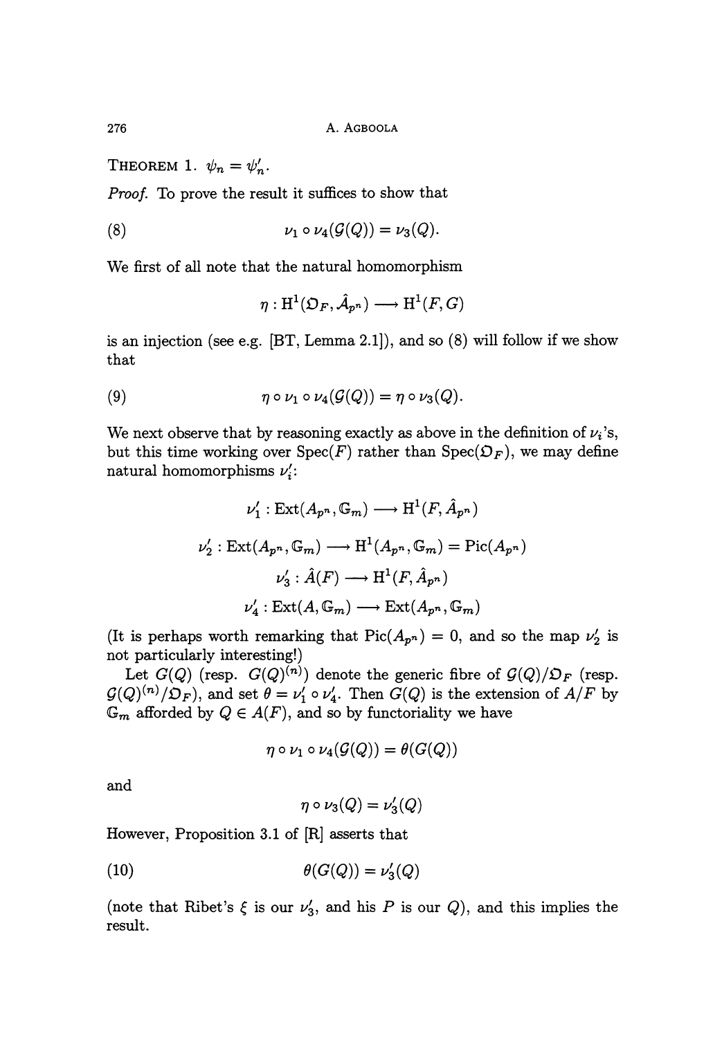THEOREM 1. $\psi_n = \psi'_n$.

*Proof.* To prove the result it suffices to show that

$$\nu_1 \circ \nu_4(\mathcal{G}(Q)) = \nu_3(Q). \tag{8}$$

We first of all note that the natural homomorphism

$$\eta : \mathrm{H}^1(\mathfrak{O}_F, \hat{\mathcal{A}}_{p^n}) \longrightarrow \mathrm{H}^1(F, G)$$

is an injection (see e.g. [BT, Lemma 2.1]), and so (8) will follow if we show that

$$\eta \circ \nu_1 \circ \nu_4(\mathcal{G}(Q)) = \eta \circ \nu_3(Q). \tag{9}$$

We next observe that by reasoning exactly as above in the definition of $\nu_i$'s, but this time working over $\mathrm{Spec}(F)$ rather than $\mathrm{Spec}(\mathfrak{O}_F)$, we may define natural homomorphisms $\nu'_i$:

$$\nu'_1 : \mathrm{Ext}(A_{p^n}, \mathbb{G}_m) \longrightarrow \mathrm{H}^1(F, \hat{A}_{p^n})$$

$$\nu'_2 : \mathrm{Ext}(A_{p^n}, \mathbb{G}_m) \longrightarrow \mathrm{H}^1(A_{p^n}, \mathbb{G}_m) = \mathrm{Pic}(A_{p^n})$$

$$\nu'_3 : \hat{A}(F) \longrightarrow \mathrm{H}^1(F, \hat{A}_{p^n})$$

$$\nu'_4 : \mathrm{Ext}(A, \mathbb{G}_m) \longrightarrow \mathrm{Ext}(A_{p^n}, \mathbb{G}_m)$$

(It is perhaps worth remarking that $\mathrm{Pic}(A_{p^n}) = 0$, and so the map $\nu'_2$ is not particularly interesting!)

Let $G(Q)$ (resp. $G(Q)^{(n)}$) denote the generic fibre of $\mathcal{G}(Q)/\mathfrak{O}_F$ (resp. $\mathcal{G}(Q)^{(n)}/\mathfrak{O}_F$), and set $\theta = \nu'_1 \circ \nu'_4$. Then $G(Q)$ is the extension of $A/F$ by $\mathbb{G}_m$ afforded by $Q \in A(F)$, and so by functoriality we have

$$\eta \circ \nu_1 \circ \nu_4(\mathcal{G}(Q)) = \theta(G(Q))$$

and

$$\eta \circ \nu_3(Q) = \nu'_3(Q)$$

However, Proposition 3.1 of [R] asserts that

$$\theta(G(Q)) = \nu'_3(Q) \tag{10}$$

(note that Ribet's $\xi$ is our $\nu'_3$, and his $P$ is our $Q$), and this implies the result.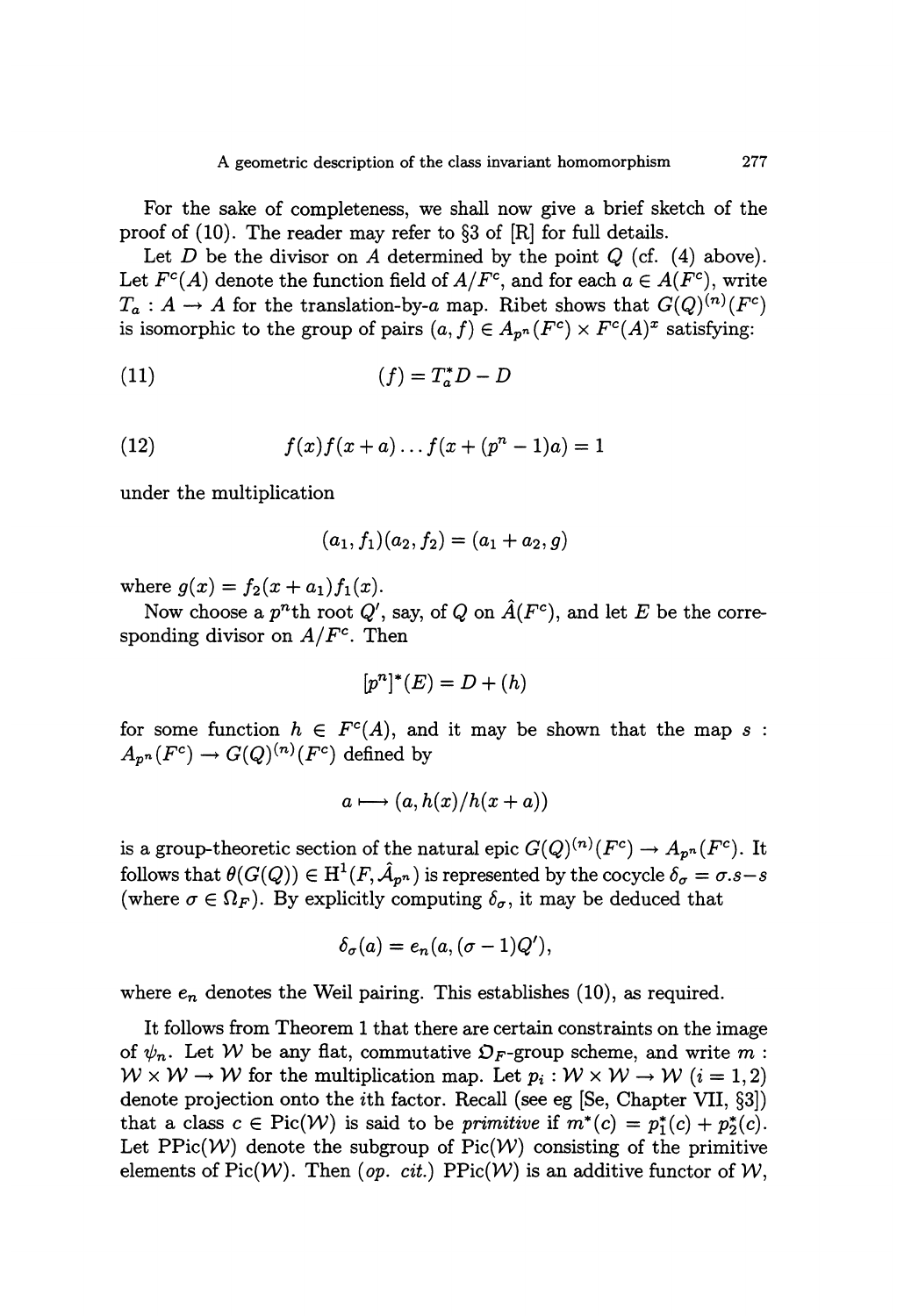For the sake of completeness, we shall now give a brief sketch of the proof of (10). The reader may refer to §3 of [R] for full details.

Let $D$ be the divisor on $A$ determined by the point $Q$ (cf. (4) above). Let $F^c(A)$ denote the function field of $A/F^c$, and for each $a \in A(F^c)$, write $T_a : A \to A$ for the translation-by-$a$ map. Ribet shows that $G(Q)^{(n)}(F^c)$ is isomorphic to the group of pairs $(a, f) \in A_{p^n}(F^c) \times F^c(A)^x$ satisfying:

$$(f) = T_a^* D - D \tag{11}$$

$$f(x)f(x+a)\ldots f(x+(p^n-1)a) = 1 \tag{12}$$

under the multiplication

$$(a_1, f_1)(a_2, f_2) = (a_1 + a_2, g)$$

where $g(x) = f_2(x + a_1)f_1(x)$.

Now choose a $p^n$th root $Q'$, say, of $Q$ on $\hat{A}(F^c)$, and let $E$ be the corresponding divisor on $A/F^c$. Then

$$[p^n]^*(E) = D + (h)$$

for some function $h \in F^c(A)$, and it may be shown that the map $s : A_{p^n}(F^c) \to G(Q)^{(n)}(F^c)$ defined by

$$a \longmapsto (a, h(x)/h(x+a))$$

is a group-theoretic section of the natural epic $G(Q)^{(n)}(F^c) \to A_{p^n}(F^c)$. It follows that $\theta(G(Q)) \in \mathrm{H}^1(F, \hat{\mathcal{A}}_{p^n})$ is represented by the cocycle $\delta_\sigma = \sigma.s - s$ (where $\sigma \in \Omega_F$). By explicitly computing $\delta_\sigma$, it may be deduced that

$$\delta_\sigma(a) = e_n(a, (\sigma - 1)Q'),$$

where $e_n$ denotes the Weil pairing. This establishes (10), as required.

It follows from Theorem 1 that there are certain constraints on the image of $\psi_n$. Let $\mathcal{W}$ be any flat, commutative $\mathfrak{O}_F$-group scheme, and write $m : \mathcal{W} \times \mathcal{W} \to \mathcal{W}$ for the multiplication map. Let $p_i : \mathcal{W} \times \mathcal{W} \to \mathcal{W}$ $(i = 1, 2)$ denote projection onto the $i$th factor. Recall (see eg [Se, Chapter VII, §3]) that a class $c \in \mathrm{Pic}(\mathcal{W})$ is said to be *primitive* if $m^*(c) = p_1^*(c) + p_2^*(c)$. Let $\mathrm{PPic}(\mathcal{W})$ denote the subgroup of $\mathrm{Pic}(\mathcal{W})$ consisting of the primitive elements of $\mathrm{Pic}(\mathcal{W})$. Then (*op. cit.*) $\mathrm{PPic}(\mathcal{W})$ is an additive functor of $\mathcal{W}$,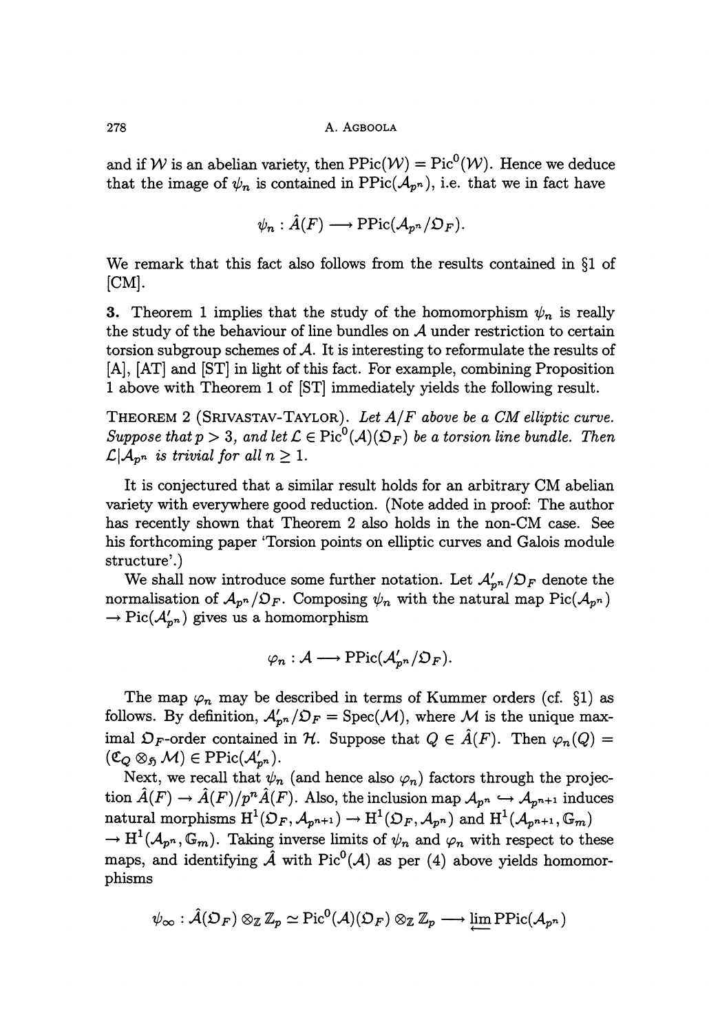and if $\mathcal{W}$ is an abelian variety, then $\mathrm{PPic}(\mathcal{W}) = \mathrm{Pic}^0(\mathcal{W})$. Hence we deduce that the image of $\psi_n$ is contained in $\mathrm{PPic}(\mathcal{A}_{p^n})$, i.e. that we in fact have

$$\psi_n : \hat{A}(F) \longrightarrow \mathrm{PPic}(\mathcal{A}_{p^n}/\mathfrak{O}_F).$$

We remark that this fact also follows from the results contained in §1 of [CM].

**3.** Theorem 1 implies that the study of the homomorphism $\psi_n$ is really the study of the behaviour of line bundles on $\mathcal{A}$ under restriction to certain torsion subgroup schemes of $\mathcal{A}$. It is interesting to reformulate the results of [A], [AT] and [ST] in light of this fact. For example, combining Proposition 1 above with Theorem 1 of [ST] immediately yields the following result.

THEOREM 2 (SRIVASTAV-TAYLOR). *Let $A/F$ above be a CM elliptic curve. Suppose that $p > 3$, and let $\mathcal{L} \in \mathrm{Pic}^0(\mathcal{A})(\mathfrak{O}_F)$ be a torsion line bundle. Then $\mathcal{L}|\mathcal{A}_{p^n}$ is trivial for all $n \geq 1$.*

It is conjectured that a similar result holds for an arbitrary CM abelian variety with everywhere good reduction. (Note added in proof: The author has recently shown that Theorem 2 also holds in the non-CM case. See his forthcoming paper 'Torsion points on elliptic curves and Galois module structure'.)

We shall now introduce some further notation. Let $\mathcal{A}'_{p^n}/\mathfrak{O}_F$ denote the normalisation of $\mathcal{A}_{p^n}/\mathfrak{O}_F$. Composing $\psi_n$ with the natural map $\mathrm{Pic}(\mathcal{A}_{p^n}) \to \mathrm{Pic}(\mathcal{A}'_{p^n})$ gives us a homomorphism

$$\varphi_n : \mathcal{A} \longrightarrow \mathrm{PPic}(\mathcal{A}'_{p^n}/\mathfrak{O}_F).$$

The map $\varphi_n$ may be described in terms of Kummer orders (cf. §1) as follows. By definition, $\mathcal{A}'_{p^n}/\mathfrak{O}_F = \mathrm{Spec}(\mathcal{M})$, where $\mathcal{M}$ is the unique maximal $\mathfrak{O}_F$-order contained in $\mathcal{H}$. Suppose that $Q \in \hat{A}(F)$. Then $\varphi_n(Q) = (\mathfrak{C}_Q \otimes_{\mathfrak{H}} \mathcal{M}) \in \mathrm{PPic}(\mathcal{A}'_{p^n})$.

Next, we recall that $\psi_n$ (and hence also $\varphi_n$) factors through the projection $\hat{A}(F) \to \hat{A}(F)/p^n\hat{A}(F)$. Also, the inclusion map $\mathcal{A}_{p^n} \hookrightarrow \mathcal{A}_{p^{n+1}}$ induces natural morphisms $\mathrm{H}^1(\mathfrak{O}_F, \mathcal{A}_{p^{n+1}}) \to \mathrm{H}^1(\mathfrak{O}_F, \mathcal{A}_{p^n})$ and $\mathrm{H}^1(\mathcal{A}_{p^{n+1}}, \mathbb{G}_m) \to \mathrm{H}^1(\mathcal{A}_{p^n}, \mathbb{G}_m)$. Taking inverse limits of $\psi_n$ and $\varphi_n$ with respect to these maps, and identifying $\hat{\mathcal{A}}$ with $\mathrm{Pic}^0(\mathcal{A})$ as per (4) above yields homomorphisms

$$\psi_\infty : \hat{\mathcal{A}}(\mathfrak{O}_F) \otimes_{\mathbb{Z}} \mathbb{Z}_p \simeq \mathrm{Pic}^0(\mathcal{A})(\mathfrak{O}_F) \otimes_{\mathbb{Z}} \mathbb{Z}_p \longrightarrow \varprojlim \mathrm{PPic}(\mathcal{A}_{p^n})$$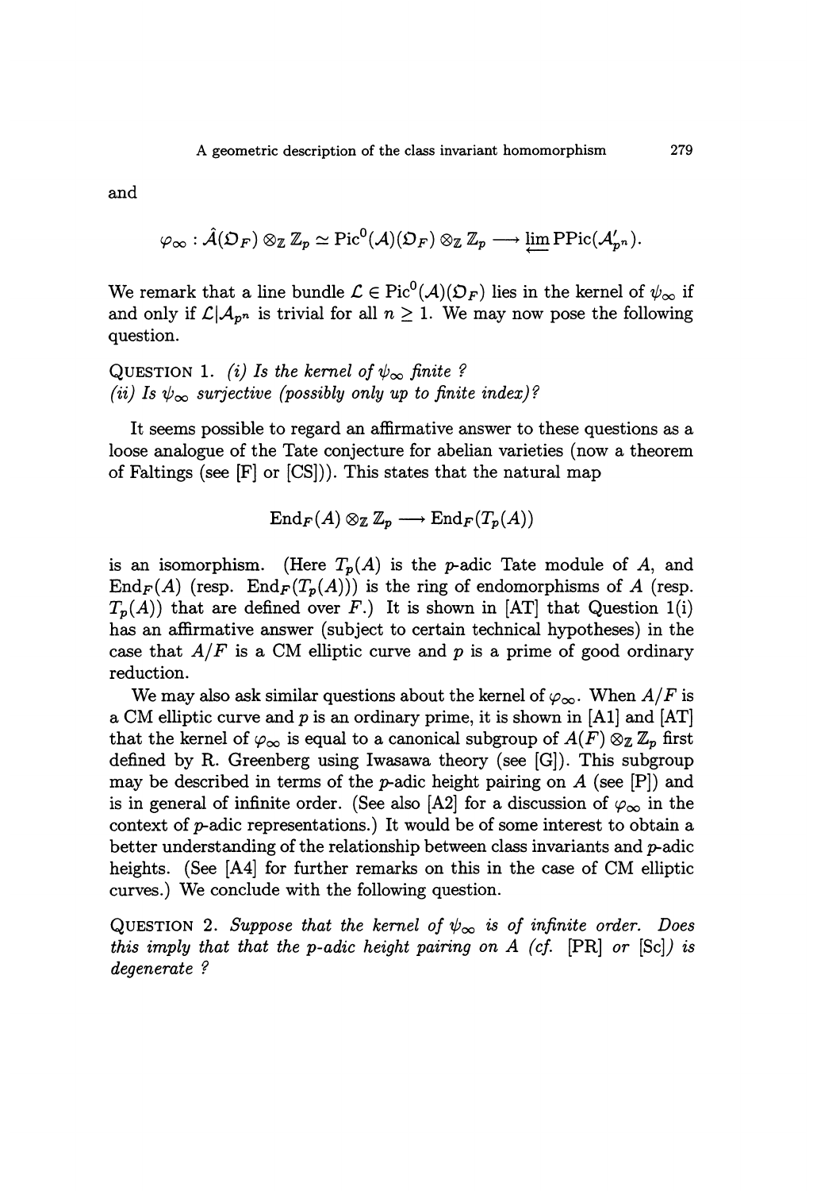and

$$\varphi_\infty : \hat{\mathcal{A}}(\mathfrak{O}_F) \otimes_{\mathbb{Z}} \mathbb{Z}_p \simeq \mathrm{Pic}^0(\mathcal{A})(\mathfrak{O}_F) \otimes_{\mathbb{Z}} \mathbb{Z}_p \longrightarrow \varprojlim \mathrm{PPic}(\mathcal{A}'_{p^n}).$$

We remark that a line bundle $\mathcal{L} \in \mathrm{Pic}^0(\mathcal{A})(\mathfrak{O}_F)$ lies in the kernel of $\psi_\infty$ if and only if $\mathcal{L}|\mathcal{A}_{p^n}$ is trivial for all $n \geq 1$. We may now pose the following question.

QUESTION 1. *(i) Is the kernel of $\psi_\infty$ finite ?*
*(ii) Is $\psi_\infty$ surjective (possibly only up to finite index)?*

It seems possible to regard an affirmative answer to these questions as a loose analogue of the Tate conjecture for abelian varieties (now a theorem of Faltings (see [F] or [CS])). This states that the natural map

$$\mathrm{End}_F(A) \otimes_{\mathbb{Z}} \mathbb{Z}_p \longrightarrow \mathrm{End}_F(T_p(A))$$

is an isomorphism. (Here $T_p(A)$ is the $p$-adic Tate module of $A$, and $\mathrm{End}_F(A)$ (resp. $\mathrm{End}_F(T_p(A))$) is the ring of endomorphisms of $A$ (resp. $T_p(A)$) that are defined over $F$.) It is shown in [AT] that Question 1(i) has an affirmative answer (subject to certain technical hypotheses) in the case that $A/F$ is a CM elliptic curve and $p$ is a prime of good ordinary reduction.

We may also ask similar questions about the kernel of $\varphi_\infty$. When $A/F$ is a CM elliptic curve and $p$ is an ordinary prime, it is shown in [A1] and [AT] that the kernel of $\varphi_\infty$ is equal to a canonical subgroup of $A(F) \otimes_{\mathbb{Z}} \mathbb{Z}_p$ first defined by R. Greenberg using Iwasawa theory (see [G]). This subgroup may be described in terms of the $p$-adic height pairing on $A$ (see [P]) and is in general of infinite order. (See also [A2] for a discussion of $\varphi_\infty$ in the context of $p$-adic representations.) It would be of some interest to obtain a better understanding of the relationship between class invariants and $p$-adic heights. (See [A4] for further remarks on this in the case of CM elliptic curves.) We conclude with the following question.

QUESTION 2. *Suppose that the kernel of $\psi_\infty$ is of infinite order. Does this imply that that the $p$-adic height pairing on $A$ (cf. [PR] or [Sc]) is degenerate ?*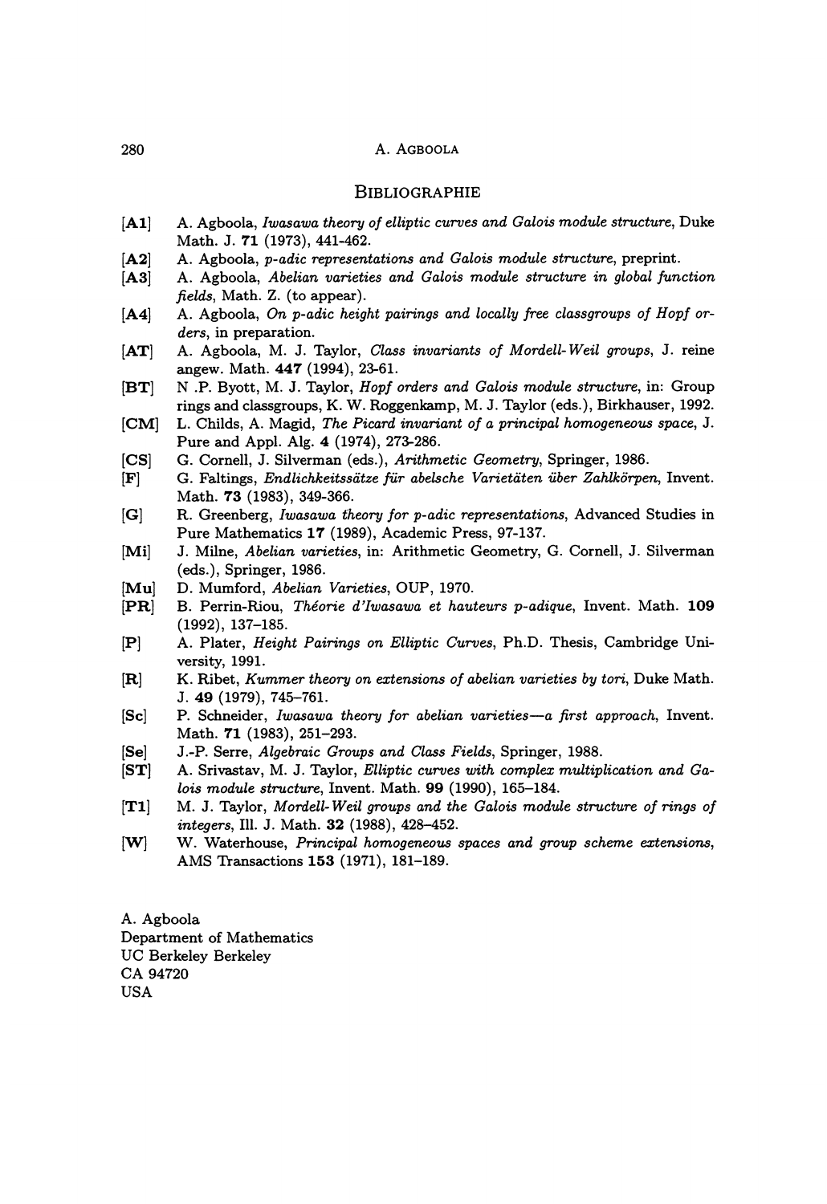## BIBLIOGRAPHIE

[A1] A. Agboola, *Iwasawa theory of elliptic curves and Galois module structure*, Duke Math. J. **71** (1973), 441-462.

[A2] A. Agboola, *p-adic representations and Galois module structure*, preprint.

[A3] A. Agboola, *Abelian varieties and Galois module structure in global function fields*, Math. Z. (to appear).

[A4] A. Agboola, *On p-adic height pairings and locally free classgroups of Hopf orders*, in preparation.

[AT] A. Agboola, M. J. Taylor, *Class invariants of Mordell-Weil groups*, J. reine angew. Math. **447** (1994), 23-61.

[BT] N .P. Byott, M. J. Taylor, *Hopf orders and Galois module structure*, in: Group rings and classgroups, K. W. Roggenkamp, M. J. Taylor (eds.), Birkhauser, 1992.

[CM] L. Childs, A. Magid, *The Picard invariant of a principal homogeneous space*, J. Pure and Appl. Alg. **4** (1974), 273-286.

[CS] G. Cornell, J. Silverman (eds.), *Arithmetic Geometry*, Springer, 1986.

[F] G. Faltings, *Endlichkeitssätze für abelsche Varietäten über Zahlkörpen*, Invent. Math. **73** (1983), 349-366.

[G] R. Greenberg, *Iwasawa theory for p-adic representations*, Advanced Studies in Pure Mathematics **17** (1989), Academic Press, 97-137.

[Mi] J. Milne, *Abelian varieties*, in: Arithmetic Geometry, G. Cornell, J. Silverman (eds.), Springer, 1986.

[Mu] D. Mumford, *Abelian Varieties*, OUP, 1970.

[PR] B. Perrin-Riou, *Théorie d'Iwasawa et hauteurs p-adique*, Invent. Math. **109** (1992), 137–185.

[P] A. Plater, *Height Pairings on Elliptic Curves*, Ph.D. Thesis, Cambridge University, 1991.

[R] K. Ribet, *Kummer theory on extensions of abelian varieties by tori*, Duke Math. J. **49** (1979), 745–761.

[Sc] P. Schneider, *Iwasawa theory for abelian varieties—a first approach*, Invent. Math. **71** (1983), 251–293.

[Se] J.-P. Serre, *Algebraic Groups and Class Fields*, Springer, 1988.

[ST] A. Srivastav, M. J. Taylor, *Elliptic curves with complex multiplication and Galois module structure*, Invent. Math. **99** (1990), 165–184.

[T1] M. J. Taylor, *Mordell-Weil groups and the Galois module structure of rings of integers*, Ill. J. Math. **32** (1988), 428–452.

[W] W. Waterhouse, *Principal homogeneous spaces and group scheme extensions*, AMS Transactions **153** (1971), 181–189.

A. Agboola
Department of Mathematics
UC Berkeley Berkeley
CA 94720
USA